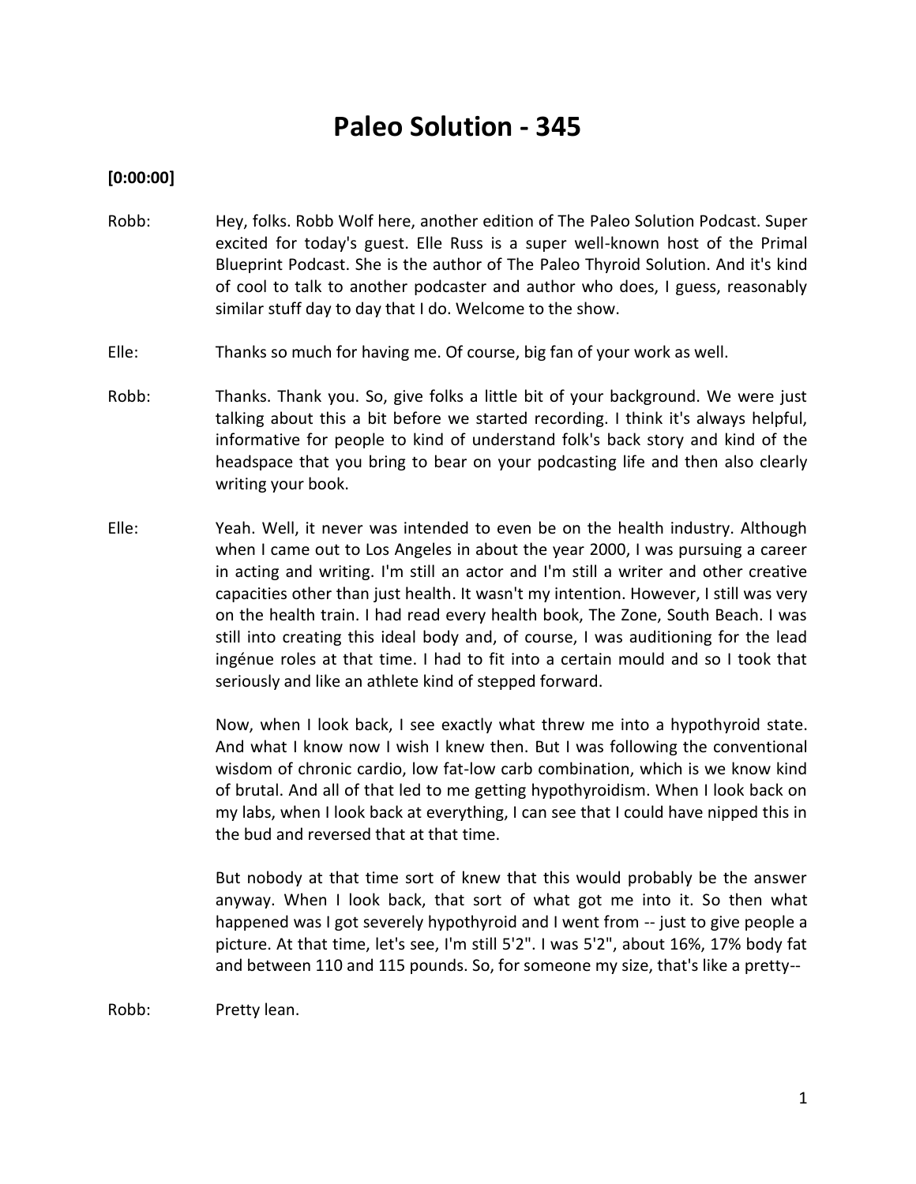# Paleo Solution - 345

**[0:00:00]**

Robb: Hey, folks. Robb Wolf here, another edition of The Paleo Solution Podcast. Super excited for today's guest. Elle Russ is a super well-known host of the Primal Blueprint Podcast. She is the author of The Paleo Thyroid Solution. And it's kind of cool to talk to another podcaster and author who does, I guess, reasonably similar stuff day to day that I do. Welcome to the show.

Elle: Thanks so much for having me. Of course, big fan of your work as well.

Robb: Thanks. Thank you. So, give folks a little bit of your background. We were just talking about this a bit before we started recording. I think it's always helpful, informative for people to kind of understand folk's back story and kind of the headspace that you bring to bear on your podcasting life and then also clearly writing your book.

Elle: Yeah. Well, it never was intended to even be on the health industry. Although when I came out to Los Angeles in about the year 2000, I was pursuing a career in acting and writing. I'm still an actor and I'm still a writer and other creative capacities other than just health. It wasn't my intention. However, I still was very on the health train. I had read every health book, The Zone, South Beach. I was still into creating this ideal body and, of course, I was auditioning for the lead ingénue roles at that time. I had to fit into a certain mould and so I took that seriously and like an athlete kind of stepped forward.

Now, when I look back, I see exactly what threw me into a hypothyroid state. And what I know now I wish I knew then. But I was following the conventional wisdom of chronic cardio, low fat-low carb combination, which is we know kind of brutal. And all of that led to me getting hypothyroidism. When I look back on my labs, when I look back at everything, I can see that I could have nipped this in the bud and reversed that at that time.

But nobody at that time sort of knew that this would probably be the answer anyway. When I look back, that sort of what got me into it. So then what happened was I got severely hypothyroid and I went from -- just to give people a picture. At that time, let's see, I'm still 5'2". I was 5'2", about 16%, 17% body fat and between 110 and 115 pounds. So, for someone my size, that's like a pretty--

Robb: Pretty lean.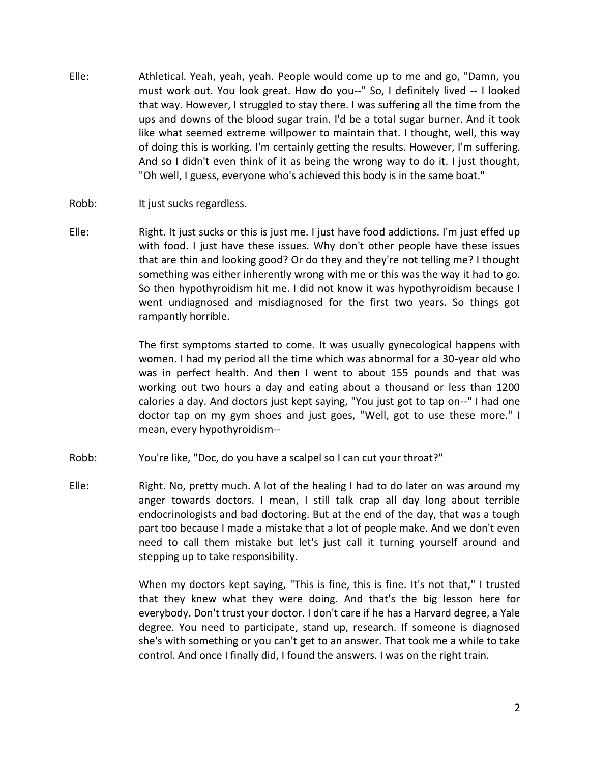Elle: Athletical. Yeah, yeah, yeah. People would come up to me and go, "Damn, you must work out. You look great. How do you--" So, I definitely lived -- I looked that way. However, I struggled to stay there. I was suffering all the time from the ups and downs of the blood sugar train. I'd be a total sugar burner. And it took like what seemed extreme willpower to maintain that. I thought, well, this way of doing this is working. I'm certainly getting the results. However, I'm suffering. And so I didn't even think of it as being the wrong way to do it. I just thought, "Oh well, I guess, everyone who's achieved this body is in the same boat."

Robb: It just sucks regardless.

Elle: Right. It just sucks or this is just me. I just have food addictions. I'm just effed up with food. I just have these issues. Why don't other people have these issues that are thin and looking good? Or do they and they're not telling me? I thought something was either inherently wrong with me or this was the way it had to go. So then hypothyroidism hit me. I did not know it was hypothyroidism because I went undiagnosed and misdiagnosed for the first two years. So things got rampantly horrible.

The first symptoms started to come. It was usually gynecological happens with women. I had my period all the time which was abnormal for a 30-year old who was in perfect health. And then I went to about 155 pounds and that was working out two hours a day and eating about a thousand or less than 1200 calories a day. And doctors just kept saying, "You just got to tap on--" I had one doctor tap on my gym shoes and just goes, "Well, got to use these more." I mean, every hypothyroidism--

Robb: You're like, "Doc, do you have a scalpel so I can cut your throat?"

Elle: Right. No, pretty much. A lot of the healing I had to do later on was around my anger towards doctors. I mean, I still talk crap all day long about terrible endocrinologists and bad doctoring. But at the end of the day, that was a tough part too because I made a mistake that a lot of people make. And we don't even need to call them mistake but let's just call it turning yourself around and stepping up to take responsibility.

When my doctors kept saying, "This is fine, this is fine. It's not that," I trusted that they knew what they were doing. And that's the big lesson here for everybody. Don't trust your doctor. I don't care if he has a Harvard degree, a Yale degree. You need to participate, stand up, research. If someone is diagnosed she's with something or you can't get to an answer. That took me a while to take control. And once I finally did, I found the answers. I was on the right train.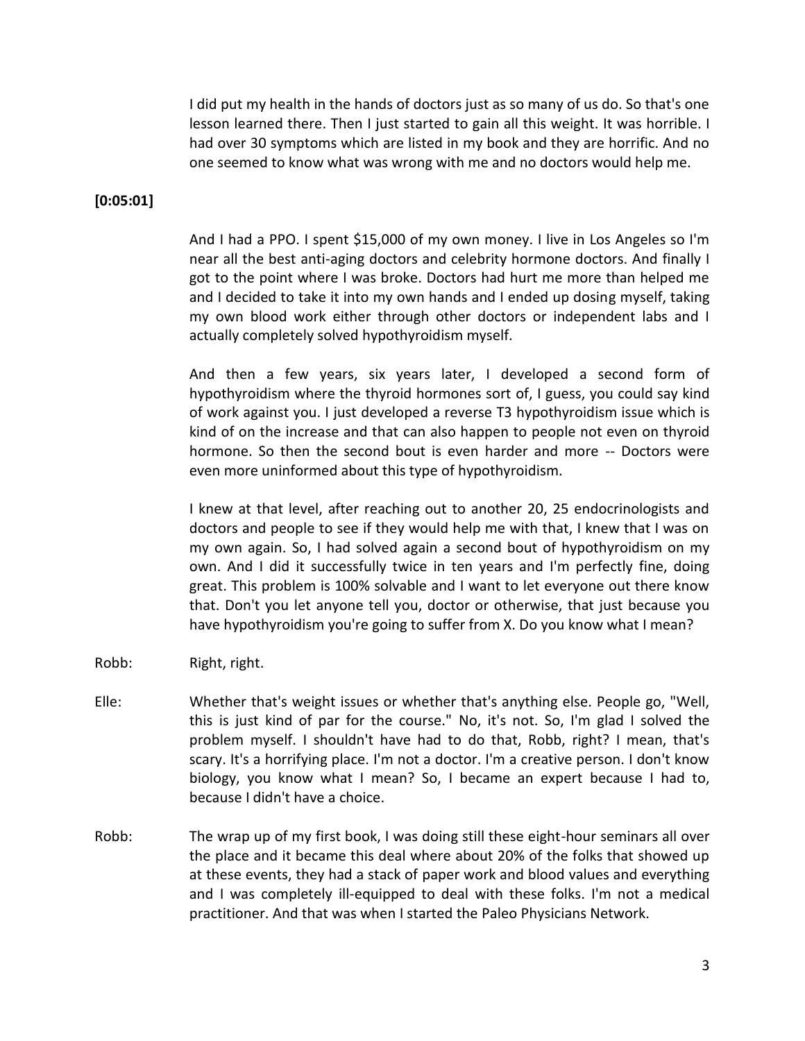I did put my health in the hands of doctors just as so many of us do. So that's one lesson learned there. Then I just started to gain all this weight. It was horrible. I had over 30 symptoms which are listed in my book and they are horrific. And no one seemed to know what was wrong with me and no doctors would help me.

**[0:05:01]**

And I had a PPO. I spent $15,000 of my own money. I live in Los Angeles so I'm near all the best anti-aging doctors and celebrity hormone doctors. And finally I got to the point where I was broke. Doctors had hurt me more than helped me and I decided to take it into my own hands and I ended up dosing myself, taking my own blood work either through other doctors or independent labs and I actually completely solved hypothyroidism myself.

And then a few years, six years later, I developed a second form of hypothyroidism where the thyroid hormones sort of, I guess, you could say kind of work against you. I just developed a reverse T3 hypothyroidism issue which is kind of on the increase and that can also happen to people not even on thyroid hormone. So then the second bout is even harder and more -- Doctors were even more uninformed about this type of hypothyroidism.

I knew at that level, after reaching out to another 20, 25 endocrinologists and doctors and people to see if they would help me with that, I knew that I was on my own again. So, I had solved again a second bout of hypothyroidism on my own. And I did it successfully twice in ten years and I'm perfectly fine, doing great. This problem is 100% solvable and I want to let everyone out there know that. Don't you let anyone tell you, doctor or otherwise, that just because you have hypothyroidism you're going to suffer from X. Do you know what I mean?

Robb: Right, right.

Elle: Whether that's weight issues or whether that's anything else. People go, "Well, this is just kind of par for the course." No, it's not. So, I'm glad I solved the problem myself. I shouldn't have had to do that, Robb, right? I mean, that's scary. It's a horrifying place. I'm not a doctor. I'm a creative person. I don't know biology, you know what I mean? So, I became an expert because I had to, because I didn't have a choice.

Robb: The wrap up of my first book, I was doing still these eight-hour seminars all over the place and it became this deal where about 20% of the folks that showed up at these events, they had a stack of paper work and blood values and everything and I was completely ill-equipped to deal with these folks. I'm not a medical practitioner. And that was when I started the Paleo Physicians Network.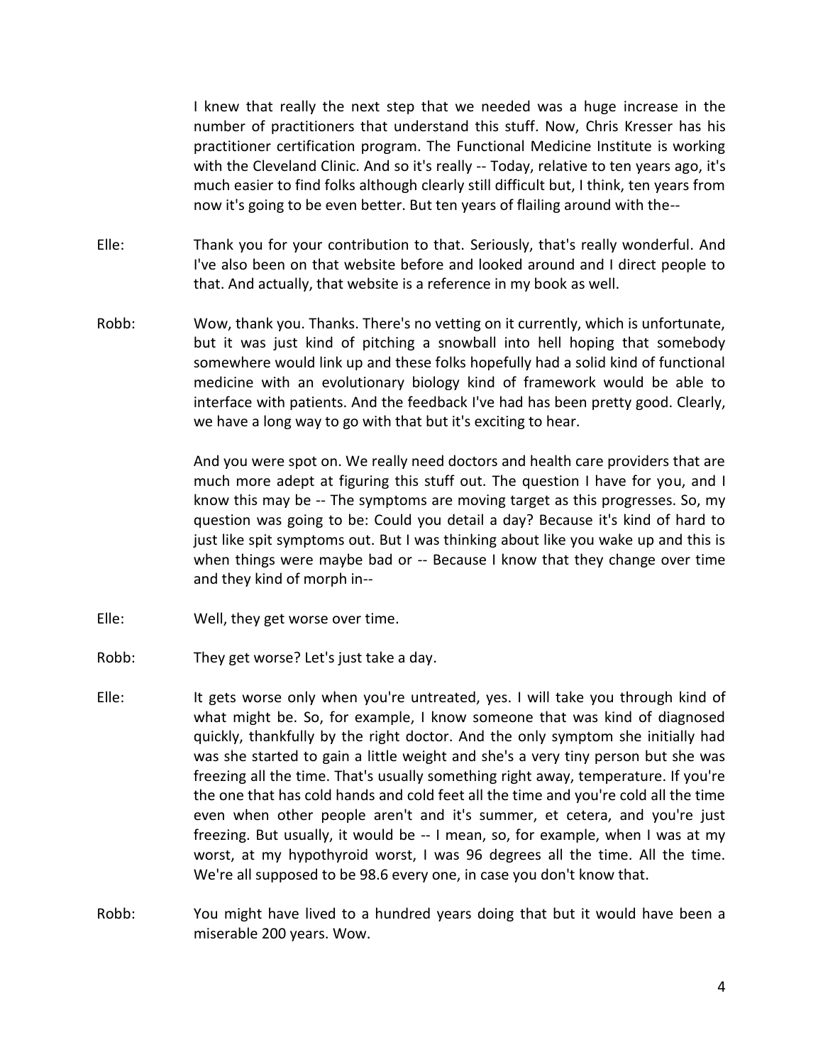I knew that really the next step that we needed was a huge increase in the number of practitioners that understand this stuff. Now, Chris Kresser has his practitioner certification program. The Functional Medicine Institute is working with the Cleveland Clinic. And so it's really -- Today, relative to ten years ago, it's much easier to find folks although clearly still difficult but, I think, ten years from now it's going to be even better. But ten years of flailing around with the--

Elle: Thank you for your contribution to that. Seriously, that's really wonderful. And I've also been on that website before and looked around and I direct people to that. And actually, that website is a reference in my book as well.

Robb: Wow, thank you. Thanks. There's no vetting on it currently, which is unfortunate, but it was just kind of pitching a snowball into hell hoping that somebody somewhere would link up and these folks hopefully had a solid kind of functional medicine with an evolutionary biology kind of framework would be able to interface with patients. And the feedback I've had has been pretty good. Clearly, we have a long way to go with that but it's exciting to hear.

And you were spot on. We really need doctors and health care providers that are much more adept at figuring this stuff out. The question I have for you, and I know this may be -- The symptoms are moving target as this progresses. So, my question was going to be: Could you detail a day? Because it's kind of hard to just like spit symptoms out. But I was thinking about like you wake up and this is when things were maybe bad or -- Because I know that they change over time and they kind of morph in--

Elle: Well, they get worse over time.

Robb: They get worse? Let's just take a day.

Elle: It gets worse only when you're untreated, yes. I will take you through kind of what might be. So, for example, I know someone that was kind of diagnosed quickly, thankfully by the right doctor. And the only symptom she initially had was she started to gain a little weight and she's a very tiny person but she was freezing all the time. That's usually something right away, temperature. If you're the one that has cold hands and cold feet all the time and you're cold all the time even when other people aren't and it's summer, et cetera, and you're just freezing. But usually, it would be -- I mean, so, for example, when I was at my worst, at my hypothyroid worst, I was 96 degrees all the time. All the time. We're all supposed to be 98.6 every one, in case you don't know that.

Robb: You might have lived to a hundred years doing that but it would have been a miserable 200 years. Wow.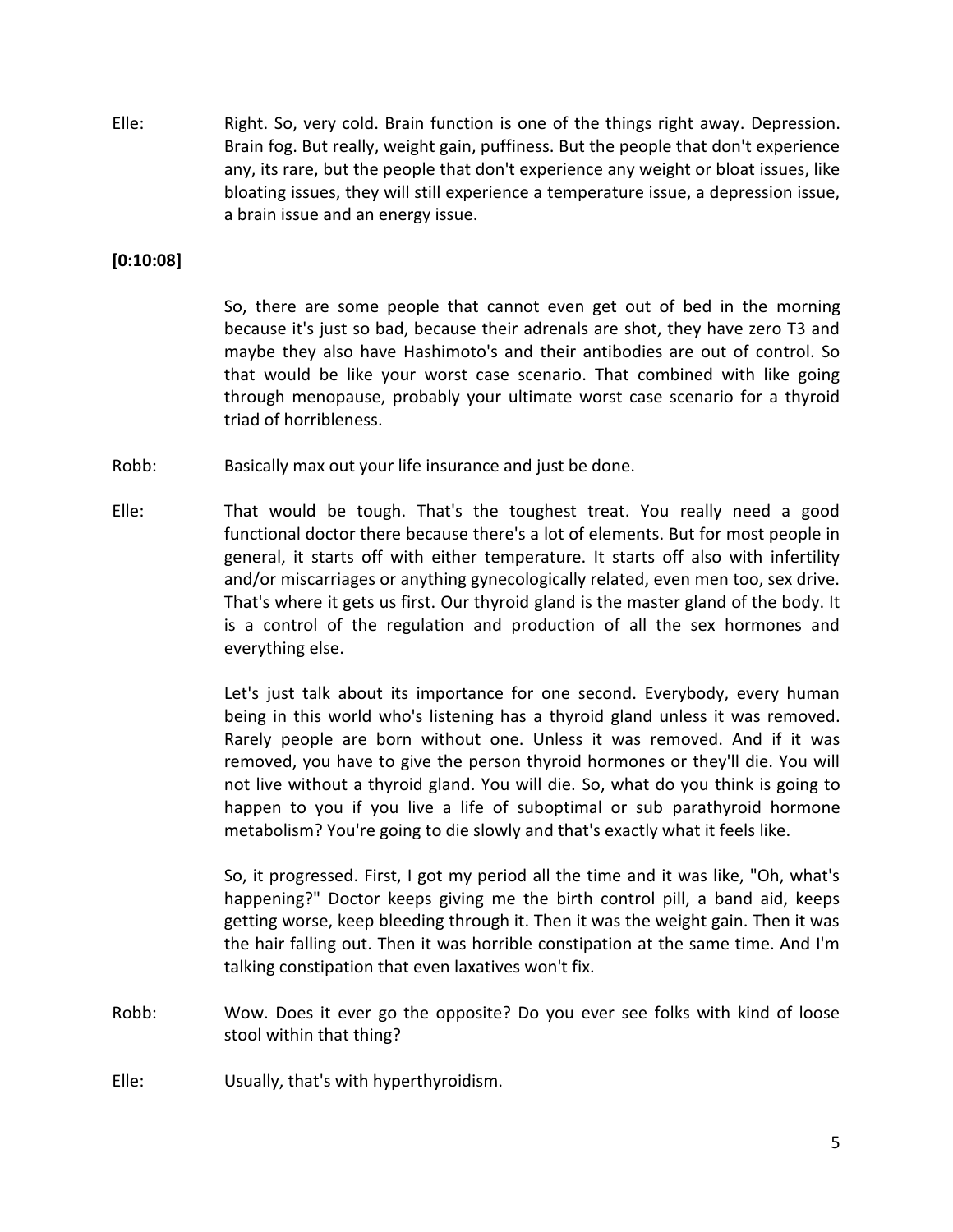Elle: Right. So, very cold. Brain function is one of the things right away. Depression. Brain fog. But really, weight gain, puffiness. But the people that don't experience any, its rare, but the people that don't experience any weight or bloat issues, like bloating issues, they will still experience a temperature issue, a depression issue, a brain issue and an energy issue.

**[0:10:08]**

So, there are some people that cannot even get out of bed in the morning because it's just so bad, because their adrenals are shot, they have zero T3 and maybe they also have Hashimoto's and their antibodies are out of control. So that would be like your worst case scenario. That combined with like going through menopause, probably your ultimate worst case scenario for a thyroid triad of horribleness.

Robb: Basically max out your life insurance and just be done.

Elle: That would be tough. That's the toughest treat. You really need a good functional doctor there because there's a lot of elements. But for most people in general, it starts off with either temperature. It starts off also with infertility and/or miscarriages or anything gynecologically related, even men too, sex drive. That's where it gets us first. Our thyroid gland is the master gland of the body. It is a control of the regulation and production of all the sex hormones and everything else.

Let's just talk about its importance for one second. Everybody, every human being in this world who's listening has a thyroid gland unless it was removed. Rarely people are born without one. Unless it was removed. And if it was removed, you have to give the person thyroid hormones or they'll die. You will not live without a thyroid gland. You will die. So, what do you think is going to happen to you if you live a life of suboptimal or sub parathyroid hormone metabolism? You're going to die slowly and that's exactly what it feels like.

So, it progressed. First, I got my period all the time and it was like, "Oh, what's happening?" Doctor keeps giving me the birth control pill, a band aid, keeps getting worse, keep bleeding through it. Then it was the weight gain. Then it was the hair falling out. Then it was horrible constipation at the same time. And I'm talking constipation that even laxatives won't fix.

Robb: Wow. Does it ever go the opposite? Do you ever see folks with kind of loose stool within that thing?

Elle: Usually, that's with hyperthyroidism.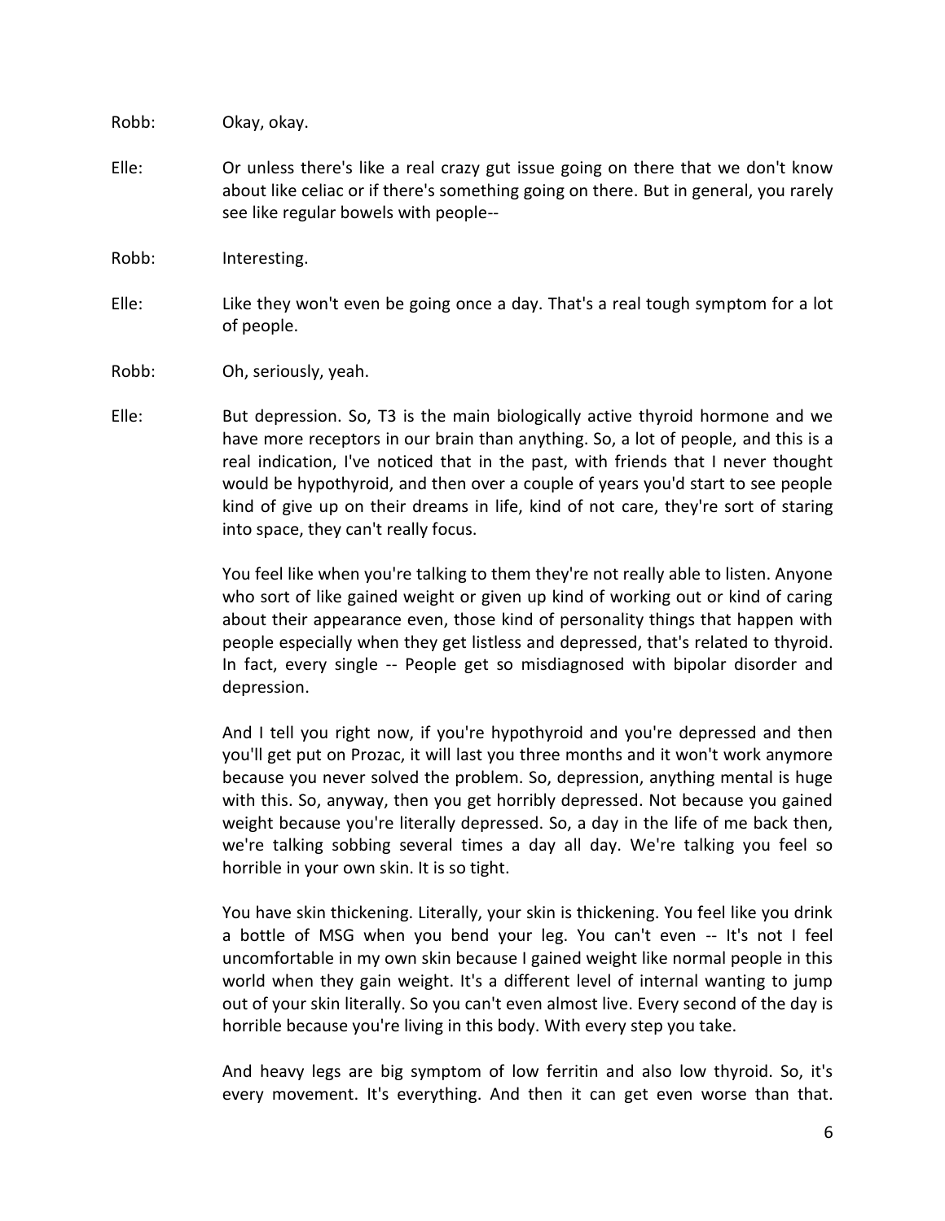Robb: Okay, okay.

Elle: Or unless there's like a real crazy gut issue going on there that we don't know about like celiac or if there's something going on there. But in general, you rarely see like regular bowels with people--

Robb: Interesting.

Elle: Like they won't even be going once a day. That's a real tough symptom for a lot of people.

Robb: Oh, seriously, yeah.

Elle: But depression. So, T3 is the main biologically active thyroid hormone and we have more receptors in our brain than anything. So, a lot of people, and this is a real indication, I've noticed that in the past, with friends that I never thought would be hypothyroid, and then over a couple of years you'd start to see people kind of give up on their dreams in life, kind of not care, they're sort of staring into space, they can't really focus.

You feel like when you're talking to them they're not really able to listen. Anyone who sort of like gained weight or given up kind of working out or kind of caring about their appearance even, those kind of personality things that happen with people especially when they get listless and depressed, that's related to thyroid. In fact, every single -- People get so misdiagnosed with bipolar disorder and depression.

And I tell you right now, if you're hypothyroid and you're depressed and then you'll get put on Prozac, it will last you three months and it won't work anymore because you never solved the problem. So, depression, anything mental is huge with this. So, anyway, then you get horribly depressed. Not because you gained weight because you're literally depressed. So, a day in the life of me back then, we're talking sobbing several times a day all day. We're talking you feel so horrible in your own skin. It is so tight.

You have skin thickening. Literally, your skin is thickening. You feel like you drink a bottle of MSG when you bend your leg. You can't even -- It's not I feel uncomfortable in my own skin because I gained weight like normal people in this world when they gain weight. It's a different level of internal wanting to jump out of your skin literally. So you can't even almost live. Every second of the day is horrible because you're living in this body. With every step you take.

And heavy legs are big symptom of low ferritin and also low thyroid. So, it's every movement. It's everything. And then it can get even worse than that.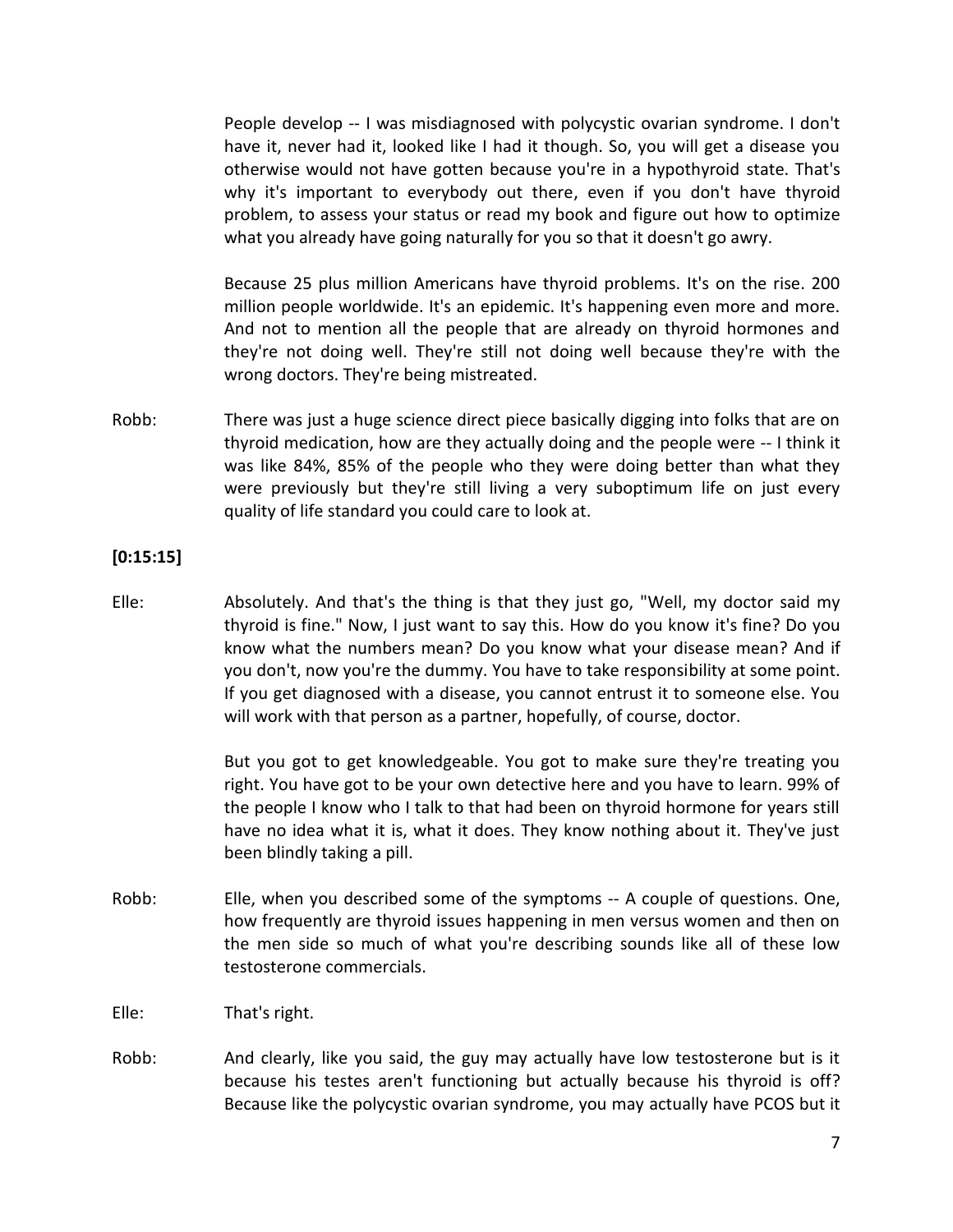People develop -- I was misdiagnosed with polycystic ovarian syndrome. I don't have it, never had it, looked like I had it though. So, you will get a disease you otherwise would not have gotten because you're in a hypothyroid state. That's why it's important to everybody out there, even if you don't have thyroid problem, to assess your status or read my book and figure out how to optimize what you already have going naturally for you so that it doesn't go awry.

Because 25 plus million Americans have thyroid problems. It's on the rise. 200 million people worldwide. It's an epidemic. It's happening even more and more. And not to mention all the people that are already on thyroid hormones and they're not doing well. They're still not doing well because they're with the wrong doctors. They're being mistreated.

Robb: There was just a huge science direct piece basically digging into folks that are on thyroid medication, how are they actually doing and the people were -- I think it was like 84%, 85% of the people who they were doing better than what they were previously but they're still living a very suboptimum life on just every quality of life standard you could care to look at.

**[0:15:15]**

Elle: Absolutely. And that's the thing is that they just go, "Well, my doctor said my thyroid is fine." Now, I just want to say this. How do you know it's fine? Do you know what the numbers mean? Do you know what your disease mean? And if you don't, now you're the dummy. You have to take responsibility at some point. If you get diagnosed with a disease, you cannot entrust it to someone else. You will work with that person as a partner, hopefully, of course, doctor.

But you got to get knowledgeable. You got to make sure they're treating you right. You have got to be your own detective here and you have to learn. 99% of the people I know who I talk to that had been on thyroid hormone for years still have no idea what it is, what it does. They know nothing about it. They've just been blindly taking a pill.

Robb: Elle, when you described some of the symptoms -- A couple of questions. One, how frequently are thyroid issues happening in men versus women and then on the men side so much of what you're describing sounds like all of these low testosterone commercials.

Elle: That's right.

Robb: And clearly, like you said, the guy may actually have low testosterone but is it because his testes aren't functioning but actually because his thyroid is off? Because like the polycystic ovarian syndrome, you may actually have PCOS but it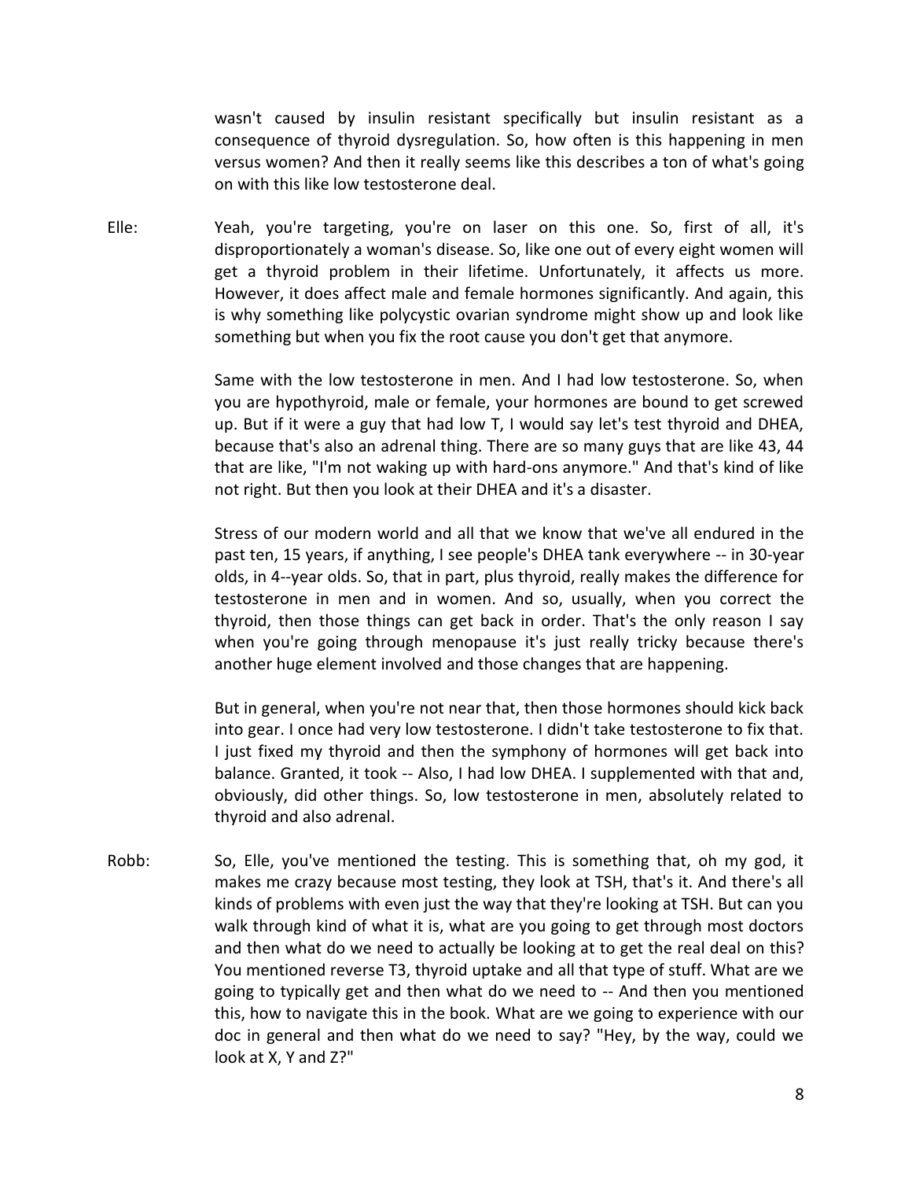wasn't caused by insulin resistant specifically but insulin resistant as a consequence of thyroid dysregulation. So, how often is this happening in men versus women? And then it really seems like this describes a ton of what's going on with this like low testosterone deal.

Elle: Yeah, you're targeting, you're on laser on this one. So, first of all, it's disproportionately a woman's disease. So, like one out of every eight women will get a thyroid problem in their lifetime. Unfortunately, it affects us more. However, it does affect male and female hormones significantly. And again, this is why something like polycystic ovarian syndrome might show up and look like something but when you fix the root cause you don't get that anymore.

Same with the low testosterone in men. And I had low testosterone. So, when you are hypothyroid, male or female, your hormones are bound to get screwed up. But if it were a guy that had low T, I would say let's test thyroid and DHEA, because that's also an adrenal thing. There are so many guys that are like 43, 44 that are like, "I'm not waking up with hard-ons anymore." And that's kind of like not right. But then you look at their DHEA and it's a disaster.

Stress of our modern world and all that we know that we've all endured in the past ten, 15 years, if anything, I see people's DHEA tank everywhere -- in 30-year olds, in 4--year olds. So, that in part, plus thyroid, really makes the difference for testosterone in men and in women. And so, usually, when you correct the thyroid, then those things can get back in order. That's the only reason I say when you're going through menopause it's just really tricky because there's another huge element involved and those changes that are happening.

But in general, when you're not near that, then those hormones should kick back into gear. I once had very low testosterone. I didn't take testosterone to fix that. I just fixed my thyroid and then the symphony of hormones will get back into balance. Granted, it took -- Also, I had low DHEA. I supplemented with that and, obviously, did other things. So, low testosterone in men, absolutely related to thyroid and also adrenal.

Robb: So, Elle, you've mentioned the testing. This is something that, oh my god, it makes me crazy because most testing, they look at TSH, that's it. And there's all kinds of problems with even just the way that they're looking at TSH. But can you walk through kind of what it is, what are you going to get through most doctors and then what do we need to actually be looking at to get the real deal on this? You mentioned reverse T3, thyroid uptake and all that type of stuff. What are we going to typically get and then what do we need to -- And then you mentioned this, how to navigate this in the book. What are we going to experience with our doc in general and then what do we need to say? "Hey, by the way, could we look at X, Y and Z?"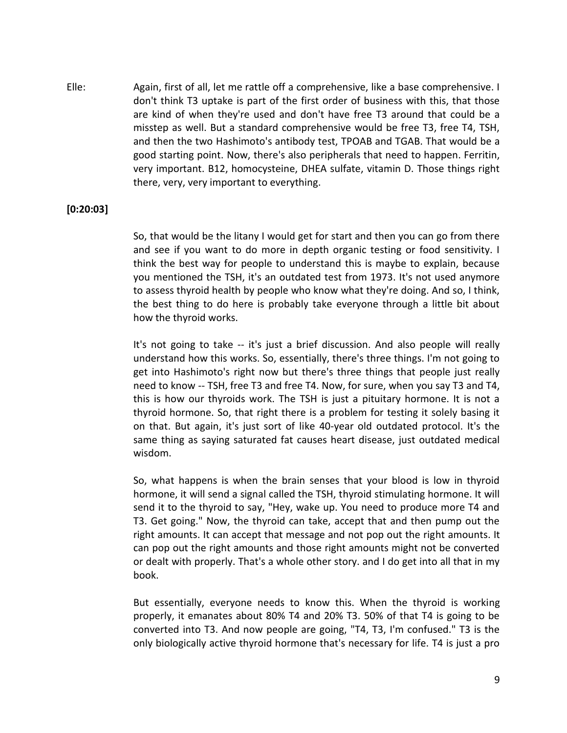Elle: Again, first of all, let me rattle off a comprehensive, like a base comprehensive. I don't think T3 uptake is part of the first order of business with this, that those are kind of when they're used and don't have free T3 around that could be a misstep as well. But a standard comprehensive would be free T3, free T4, TSH, and then the two Hashimoto's antibody test, TPOAB and TGAB. That would be a good starting point. Now, there's also peripherals that need to happen. Ferritin, very important. B12, homocysteine, DHEA sulfate, vitamin D. Those things right there, very, very important to everything.

**[0:20:03]**

So, that would be the litany I would get for start and then you can go from there and see if you want to do more in depth organic testing or food sensitivity. I think the best way for people to understand this is maybe to explain, because you mentioned the TSH, it's an outdated test from 1973. It's not used anymore to assess thyroid health by people who know what they're doing. And so, I think, the best thing to do here is probably take everyone through a little bit about how the thyroid works.

It's not going to take -- it's just a brief discussion. And also people will really understand how this works. So, essentially, there's three things. I'm not going to get into Hashimoto's right now but there's three things that people just really need to know -- TSH, free T3 and free T4. Now, for sure, when you say T3 and T4, this is how our thyroids work. The TSH is just a pituitary hormone. It is not a thyroid hormone. So, that right there is a problem for testing it solely basing it on that. But again, it's just sort of like 40-year old outdated protocol. It's the same thing as saying saturated fat causes heart disease, just outdated medical wisdom.

So, what happens is when the brain senses that your blood is low in thyroid hormone, it will send a signal called the TSH, thyroid stimulating hormone. It will send it to the thyroid to say, "Hey, wake up. You need to produce more T4 and T3. Get going." Now, the thyroid can take, accept that and then pump out the right amounts. It can accept that message and not pop out the right amounts. It can pop out the right amounts and those right amounts might not be converted or dealt with properly. That's a whole other story. and I do get into all that in my book.

But essentially, everyone needs to know this. When the thyroid is working properly, it emanates about 80% T4 and 20% T3. 50% of that T4 is going to be converted into T3. And now people are going, "T4, T3, I'm confused." T3 is the only biologically active thyroid hormone that's necessary for life. T4 is just a pro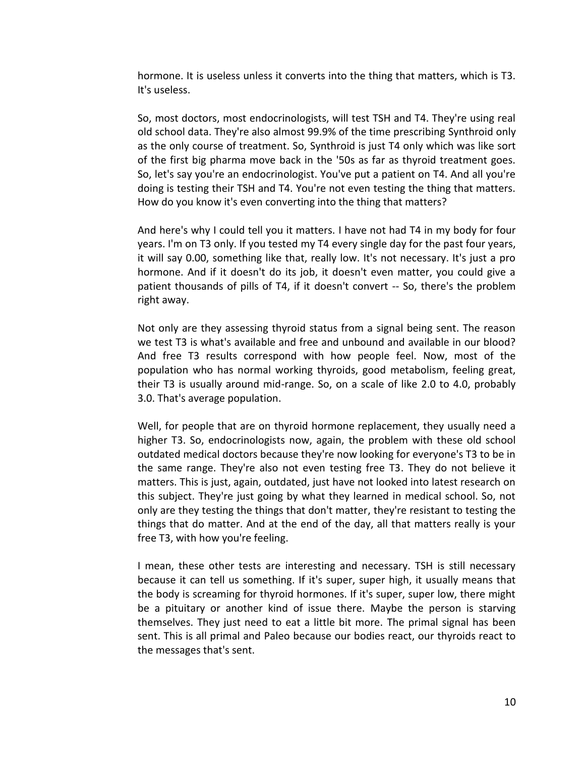hormone. It is useless unless it converts into the thing that matters, which is T3. It's useless.

So, most doctors, most endocrinologists, will test TSH and T4. They're using real old school data. They're also almost 99.9% of the time prescribing Synthroid only as the only course of treatment. So, Synthroid is just T4 only which was like sort of the first big pharma move back in the '50s as far as thyroid treatment goes. So, let's say you're an endocrinologist. You've put a patient on T4. And all you're doing is testing their TSH and T4. You're not even testing the thing that matters. How do you know it's even converting into the thing that matters?

And here's why I could tell you it matters. I have not had T4 in my body for four years. I'm on T3 only. If you tested my T4 every single day for the past four years, it will say 0.00, something like that, really low. It's not necessary. It's just a pro hormone. And if it doesn't do its job, it doesn't even matter, you could give a patient thousands of pills of T4, if it doesn't convert -- So, there's the problem right away.

Not only are they assessing thyroid status from a signal being sent. The reason we test T3 is what's available and free and unbound and available in our blood? And free T3 results correspond with how people feel. Now, most of the population who has normal working thyroids, good metabolism, feeling great, their T3 is usually around mid-range. So, on a scale of like 2.0 to 4.0, probably 3.0. That's average population.

Well, for people that are on thyroid hormone replacement, they usually need a higher T3. So, endocrinologists now, again, the problem with these old school outdated medical doctors because they're now looking for everyone's T3 to be in the same range. They're also not even testing free T3. They do not believe it matters. This is just, again, outdated, just have not looked into latest research on this subject. They're just going by what they learned in medical school. So, not only are they testing the things that don't matter, they're resistant to testing the things that do matter. And at the end of the day, all that matters really is your free T3, with how you're feeling.

I mean, these other tests are interesting and necessary. TSH is still necessary because it can tell us something. If it's super, super high, it usually means that the body is screaming for thyroid hormones. If it's super, super low, there might be a pituitary or another kind of issue there. Maybe the person is starving themselves. They just need to eat a little bit more. The primal signal has been sent. This is all primal and Paleo because our bodies react, our thyroids react to the messages that's sent.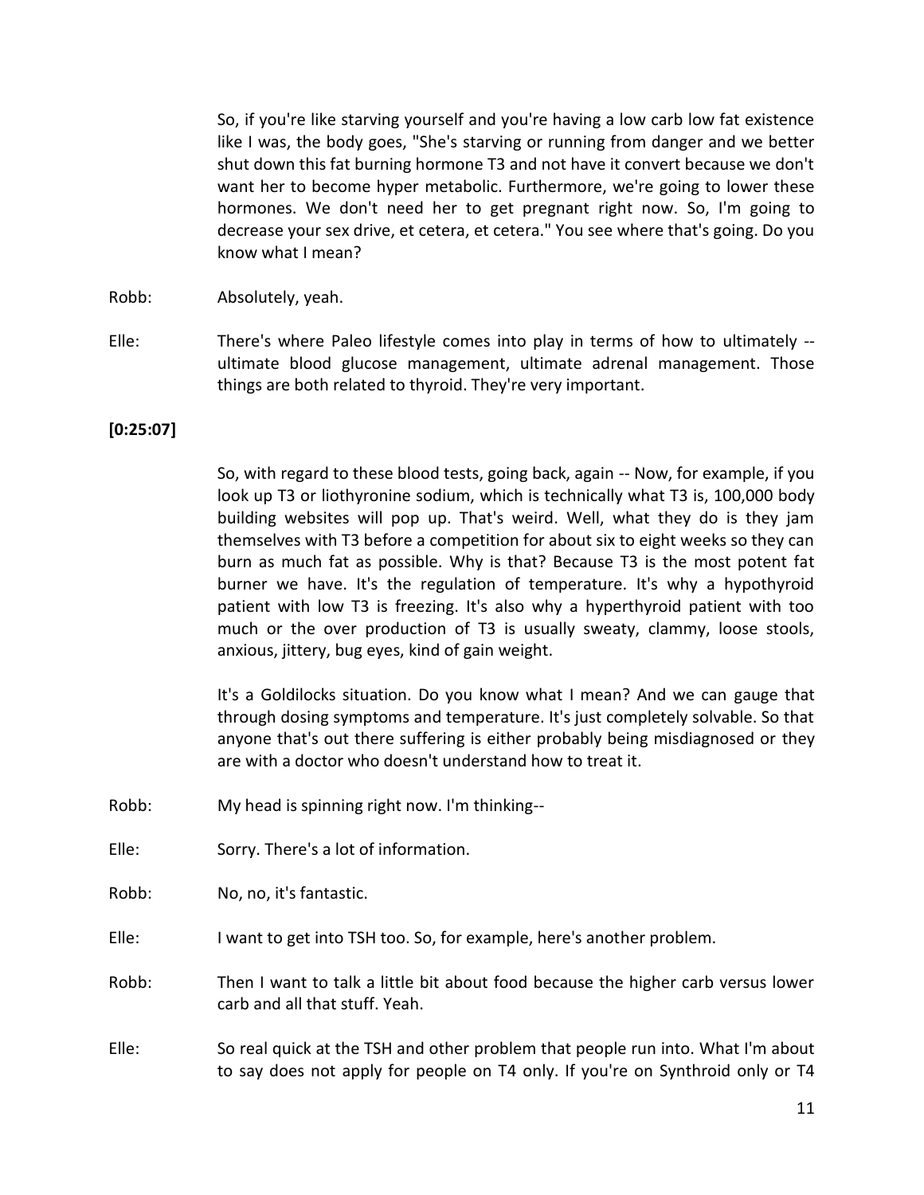So, if you're like starving yourself and you're having a low carb low fat existence like I was, the body goes, "She's starving or running from danger and we better shut down this fat burning hormone T3 and not have it convert because we don't want her to become hyper metabolic. Furthermore, we're going to lower these hormones. We don't need her to get pregnant right now. So, I'm going to decrease your sex drive, et cetera, et cetera." You see where that's going. Do you know what I mean?

Robb: Absolutely, yeah.

Elle: There's where Paleo lifestyle comes into play in terms of how to ultimately -- ultimate blood glucose management, ultimate adrenal management. Those things are both related to thyroid. They're very important.

**[0:25:07]**

So, with regard to these blood tests, going back, again -- Now, for example, if you look up T3 or liothyronine sodium, which is technically what T3 is, 100,000 body building websites will pop up. That's weird. Well, what they do is they jam themselves with T3 before a competition for about six to eight weeks so they can burn as much fat as possible. Why is that? Because T3 is the most potent fat burner we have. It's the regulation of temperature. It's why a hypothyroid patient with low T3 is freezing. It's also why a hyperthyroid patient with too much or the over production of T3 is usually sweaty, clammy, loose stools, anxious, jittery, bug eyes, kind of gain weight.

It's a Goldilocks situation. Do you know what I mean? And we can gauge that through dosing symptoms and temperature. It's just completely solvable. So that anyone that's out there suffering is either probably being misdiagnosed or they are with a doctor who doesn't understand how to treat it.

Robb: My head is spinning right now. I'm thinking--

Elle: Sorry. There's a lot of information.

Robb: No, no, it's fantastic.

Elle: I want to get into TSH too. So, for example, here's another problem.

Robb: Then I want to talk a little bit about food because the higher carb versus lower carb and all that stuff. Yeah.

Elle: So real quick at the TSH and other problem that people run into. What I'm about to say does not apply for people on T4 only. If you're on Synthroid only or T4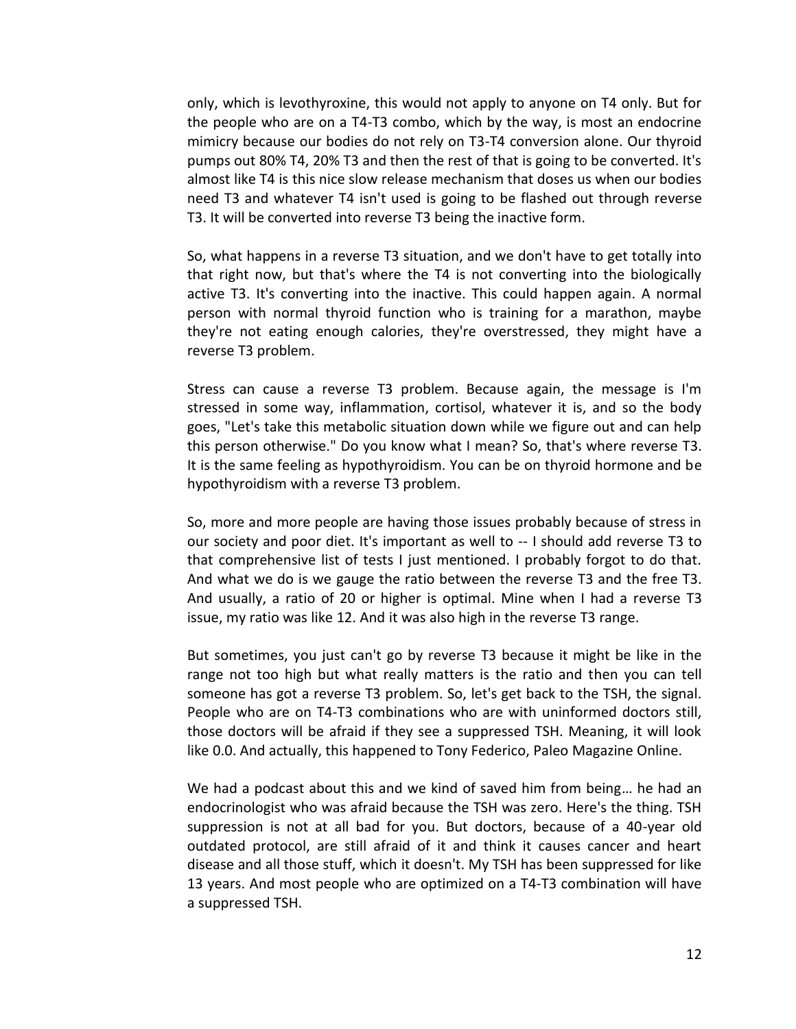only, which is levothyroxine, this would not apply to anyone on T4 only. But for the people who are on a T4-T3 combo, which by the way, is most an endocrine mimicry because our bodies do not rely on T3-T4 conversion alone. Our thyroid pumps out 80% T4, 20% T3 and then the rest of that is going to be converted. It's almost like T4 is this nice slow release mechanism that doses us when our bodies need T3 and whatever T4 isn't used is going to be flashed out through reverse T3. It will be converted into reverse T3 being the inactive form.

So, what happens in a reverse T3 situation, and we don't have to get totally into that right now, but that's where the T4 is not converting into the biologically active T3. It's converting into the inactive. This could happen again. A normal person with normal thyroid function who is training for a marathon, maybe they're not eating enough calories, they're overstressed, they might have a reverse T3 problem.

Stress can cause a reverse T3 problem. Because again, the message is I'm stressed in some way, inflammation, cortisol, whatever it is, and so the body goes, "Let's take this metabolic situation down while we figure out and can help this person otherwise." Do you know what I mean? So, that's where reverse T3. It is the same feeling as hypothyroidism. You can be on thyroid hormone and be hypothyroidism with a reverse T3 problem.

So, more and more people are having those issues probably because of stress in our society and poor diet. It's important as well to -- I should add reverse T3 to that comprehensive list of tests I just mentioned. I probably forgot to do that. And what we do is we gauge the ratio between the reverse T3 and the free T3. And usually, a ratio of 20 or higher is optimal. Mine when I had a reverse T3 issue, my ratio was like 12. And it was also high in the reverse T3 range.

But sometimes, you just can't go by reverse T3 because it might be like in the range not too high but what really matters is the ratio and then you can tell someone has got a reverse T3 problem. So, let's get back to the TSH, the signal. People who are on T4-T3 combinations who are with uninformed doctors still, those doctors will be afraid if they see a suppressed TSH. Meaning, it will look like 0.0. And actually, this happened to Tony Federico, Paleo Magazine Online.

We had a podcast about this and we kind of saved him from being… he had an endocrinologist who was afraid because the TSH was zero. Here's the thing. TSH suppression is not at all bad for you. But doctors, because of a 40-year old outdated protocol, are still afraid of it and think it causes cancer and heart disease and all those stuff, which it doesn't. My TSH has been suppressed for like 13 years. And most people who are optimized on a T4-T3 combination will have a suppressed TSH.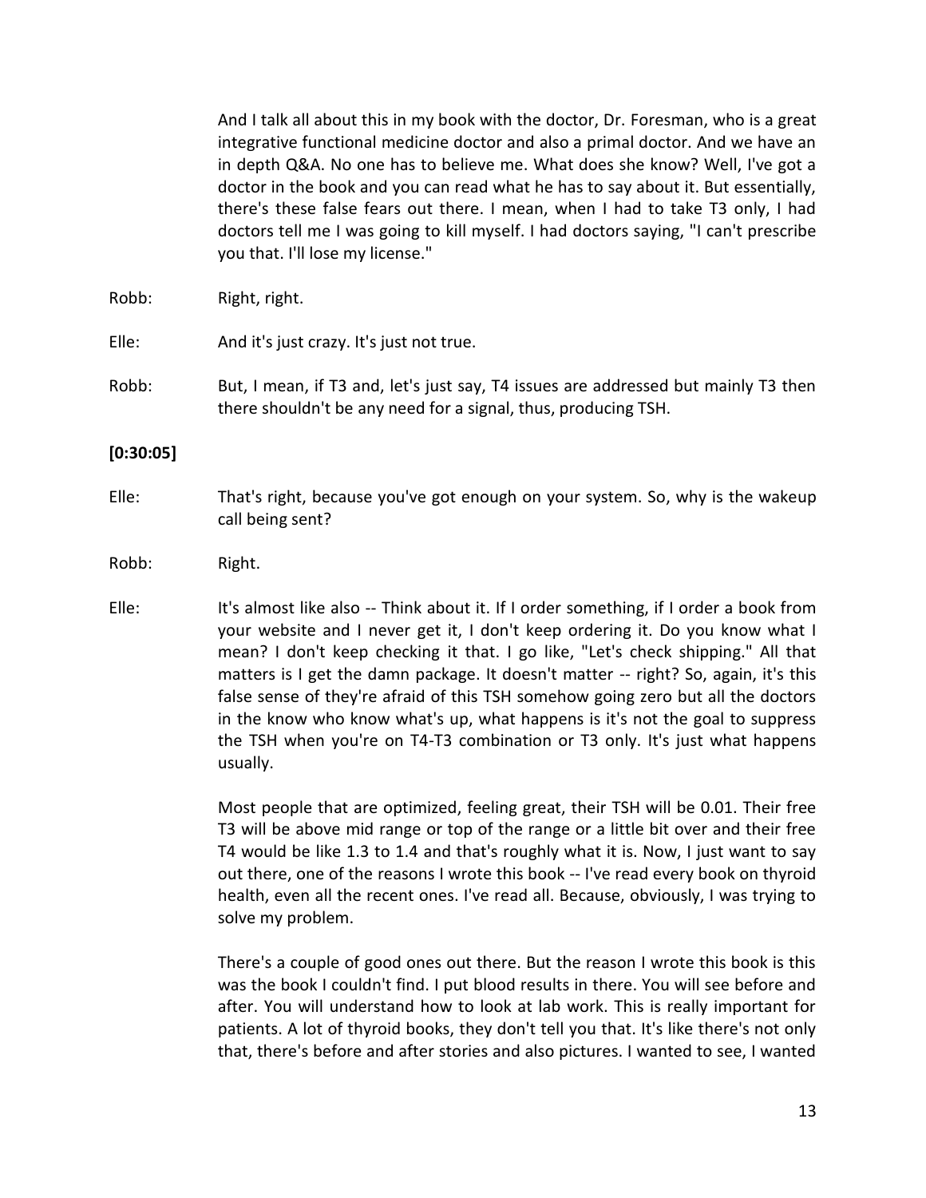And I talk all about this in my book with the doctor, Dr. Foresman, who is a great integrative functional medicine doctor and also a primal doctor. And we have an in depth Q&A. No one has to believe me. What does she know? Well, I've got a doctor in the book and you can read what he has to say about it. But essentially, there's these false fears out there. I mean, when I had to take T3 only, I had doctors tell me I was going to kill myself. I had doctors saying, "I can't prescribe you that. I'll lose my license."

Robb: Right, right.

Elle: And it's just crazy. It's just not true.

Robb: But, I mean, if T3 and, let's just say, T4 issues are addressed but mainly T3 then there shouldn't be any need for a signal, thus, producing TSH.

**[0:30:05]**

Elle: That's right, because you've got enough on your system. So, why is the wakeup call being sent?

Robb: Right.

Elle: It's almost like also -- Think about it. If I order something, if I order a book from your website and I never get it, I don't keep ordering it. Do you know what I mean? I don't keep checking it that. I go like, "Let's check shipping." All that matters is I get the damn package. It doesn't matter -- right? So, again, it's this false sense of they're afraid of this TSH somehow going zero but all the doctors in the know who know what's up, what happens is it's not the goal to suppress the TSH when you're on T4-T3 combination or T3 only. It's just what happens usually.

Most people that are optimized, feeling great, their TSH will be 0.01. Their free T3 will be above mid range or top of the range or a little bit over and their free T4 would be like 1.3 to 1.4 and that's roughly what it is. Now, I just want to say out there, one of the reasons I wrote this book -- I've read every book on thyroid health, even all the recent ones. I've read all. Because, obviously, I was trying to solve my problem.

There's a couple of good ones out there. But the reason I wrote this book is this was the book I couldn't find. I put blood results in there. You will see before and after. You will understand how to look at lab work. This is really important for patients. A lot of thyroid books, they don't tell you that. It's like there's not only that, there's before and after stories and also pictures. I wanted to see, I wanted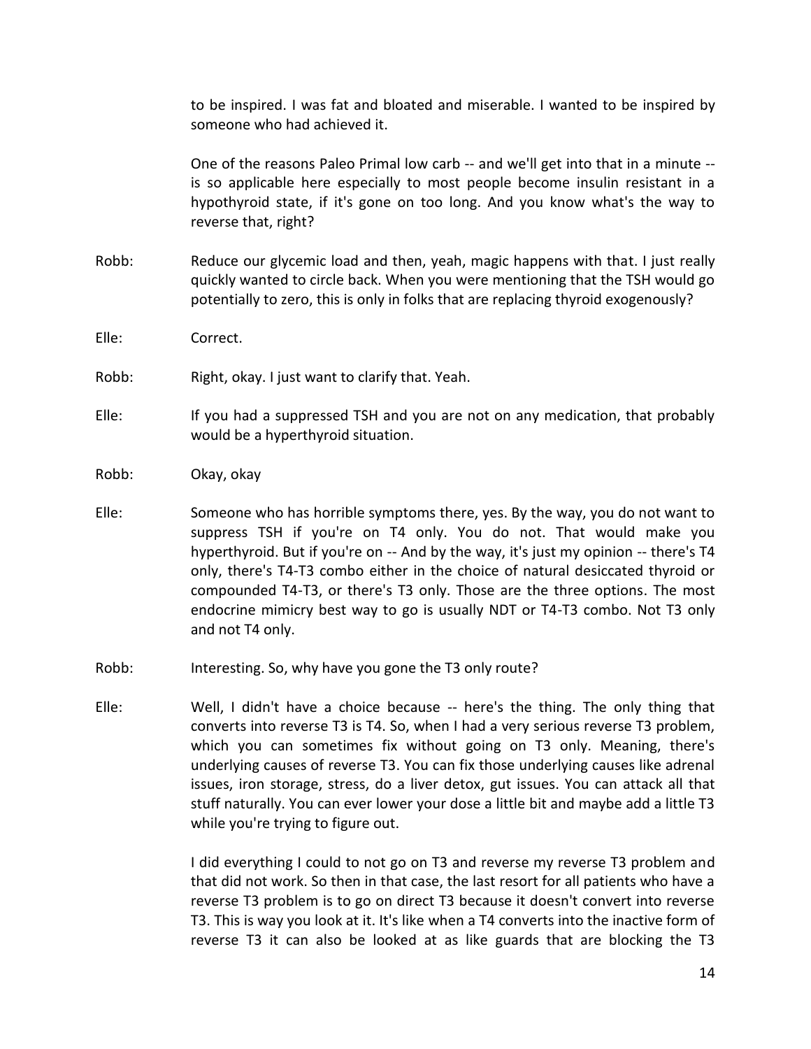to be inspired. I was fat and bloated and miserable. I wanted to be inspired by someone who had achieved it.

One of the reasons Paleo Primal low carb -- and we'll get into that in a minute -- is so applicable here especially to most people become insulin resistant in a hypothyroid state, if it's gone on too long. And you know what's the way to reverse that, right?

Robb: Reduce our glycemic load and then, yeah, magic happens with that. I just really quickly wanted to circle back. When you were mentioning that the TSH would go potentially to zero, this is only in folks that are replacing thyroid exogenously?

Elle: Correct.

Robb: Right, okay. I just want to clarify that. Yeah.

Elle: If you had a suppressed TSH and you are not on any medication, that probably would be a hyperthyroid situation.

Robb: Okay, okay

Elle: Someone who has horrible symptoms there, yes. By the way, you do not want to suppress TSH if you're on T4 only. You do not. That would make you hyperthyroid. But if you're on -- And by the way, it's just my opinion -- there's T4 only, there's T4-T3 combo either in the choice of natural desiccated thyroid or compounded T4-T3, or there's T3 only. Those are the three options. The most endocrine mimicry best way to go is usually NDT or T4-T3 combo. Not T3 only and not T4 only.

Robb: Interesting. So, why have you gone the T3 only route?

Elle: Well, I didn't have a choice because -- here's the thing. The only thing that converts into reverse T3 is T4. So, when I had a very serious reverse T3 problem, which you can sometimes fix without going on T3 only. Meaning, there's underlying causes of reverse T3. You can fix those underlying causes like adrenal issues, iron storage, stress, do a liver detox, gut issues. You can attack all that stuff naturally. You can ever lower your dose a little bit and maybe add a little T3 while you're trying to figure out.

I did everything I could to not go on T3 and reverse my reverse T3 problem and that did not work. So then in that case, the last resort for all patients who have a reverse T3 problem is to go on direct T3 because it doesn't convert into reverse T3. This is way you look at it. It's like when a T4 converts into the inactive form of reverse T3 it can also be looked at as like guards that are blocking the T3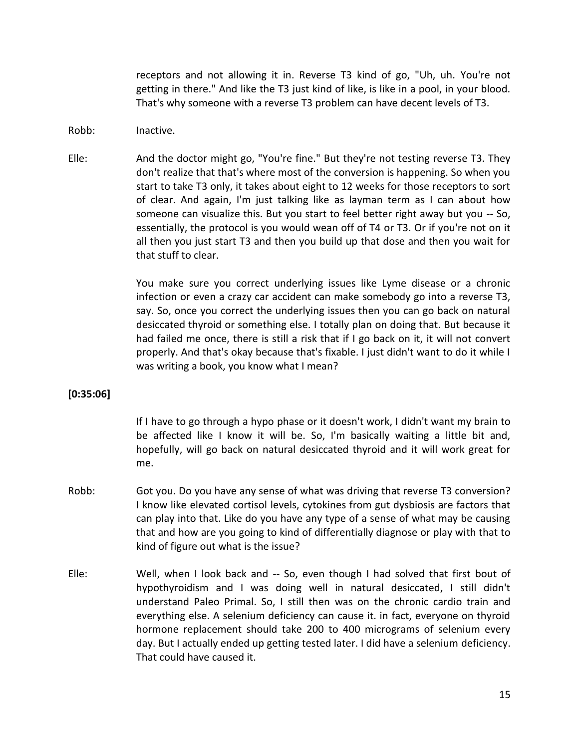receptors and not allowing it in. Reverse T3 kind of go, "Uh, uh. You're not getting in there." And like the T3 just kind of like, is like in a pool, in your blood. That's why someone with a reverse T3 problem can have decent levels of T3.

Robb: Inactive.

Elle: And the doctor might go, "You're fine." But they're not testing reverse T3. They don't realize that that's where most of the conversion is happening. So when you start to take T3 only, it takes about eight to 12 weeks for those receptors to sort of clear. And again, I'm just talking like as layman term as I can about how someone can visualize this. But you start to feel better right away but you -- So, essentially, the protocol is you would wean off of T4 or T3. Or if you're not on it all then you just start T3 and then you build up that dose and then you wait for that stuff to clear.

You make sure you correct underlying issues like Lyme disease or a chronic infection or even a crazy car accident can make somebody go into a reverse T3, say. So, once you correct the underlying issues then you can go back on natural desiccated thyroid or something else. I totally plan on doing that. But because it had failed me once, there is still a risk that if I go back on it, it will not convert properly. And that's okay because that's fixable. I just didn't want to do it while I was writing a book, you know what I mean?

**[0:35:06]**

If I have to go through a hypo phase or it doesn't work, I didn't want my brain to be affected like I know it will be. So, I'm basically waiting a little bit and, hopefully, will go back on natural desiccated thyroid and it will work great for me.

Robb: Got you. Do you have any sense of what was driving that reverse T3 conversion? I know like elevated cortisol levels, cytokines from gut dysbiosis are factors that can play into that. Like do you have any type of a sense of what may be causing that and how are you going to kind of differentially diagnose or play with that to kind of figure out what is the issue?

Elle: Well, when I look back and -- So, even though I had solved that first bout of hypothyroidism and I was doing well in natural desiccated, I still didn't understand Paleo Primal. So, I still then was on the chronic cardio train and everything else. A selenium deficiency can cause it. in fact, everyone on thyroid hormone replacement should take 200 to 400 micrograms of selenium every day. But I actually ended up getting tested later. I did have a selenium deficiency. That could have caused it.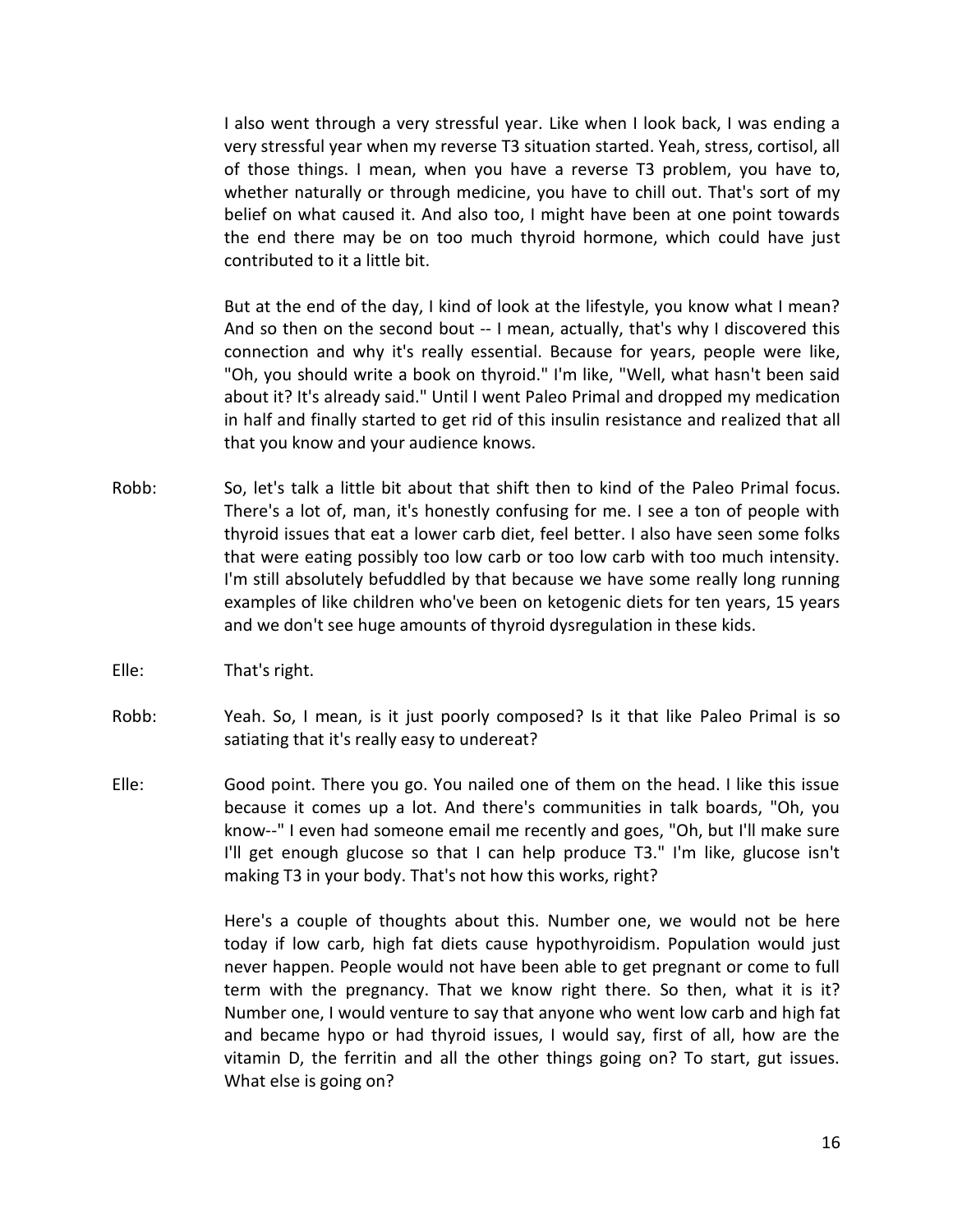I also went through a very stressful year. Like when I look back, I was ending a very stressful year when my reverse T3 situation started. Yeah, stress, cortisol, all of those things. I mean, when you have a reverse T3 problem, you have to, whether naturally or through medicine, you have to chill out. That's sort of my belief on what caused it. And also too, I might have been at one point towards the end there may be on too much thyroid hormone, which could have just contributed to it a little bit.

But at the end of the day, I kind of look at the lifestyle, you know what I mean? And so then on the second bout -- I mean, actually, that's why I discovered this connection and why it's really essential. Because for years, people were like, "Oh, you should write a book on thyroid." I'm like, "Well, what hasn't been said about it? It's already said." Until I went Paleo Primal and dropped my medication in half and finally started to get rid of this insulin resistance and realized that all that you know and your audience knows.

Robb: So, let's talk a little bit about that shift then to kind of the Paleo Primal focus. There's a lot of, man, it's honestly confusing for me. I see a ton of people with thyroid issues that eat a lower carb diet, feel better. I also have seen some folks that were eating possibly too low carb or too low carb with too much intensity. I'm still absolutely befuddled by that because we have some really long running examples of like children who've been on ketogenic diets for ten years, 15 years and we don't see huge amounts of thyroid dysregulation in these kids.

Elle: That's right.

Robb: Yeah. So, I mean, is it just poorly composed? Is it that like Paleo Primal is so satiating that it's really easy to undereat?

Elle: Good point. There you go. You nailed one of them on the head. I like this issue because it comes up a lot. And there's communities in talk boards, "Oh, you know--" I even had someone email me recently and goes, "Oh, but I'll make sure I'll get enough glucose so that I can help produce T3." I'm like, glucose isn't making T3 in your body. That's not how this works, right?

Here's a couple of thoughts about this. Number one, we would not be here today if low carb, high fat diets cause hypothyroidism. Population would just never happen. People would not have been able to get pregnant or come to full term with the pregnancy. That we know right there. So then, what it is it? Number one, I would venture to say that anyone who went low carb and high fat and became hypo or had thyroid issues, I would say, first of all, how are the vitamin D, the ferritin and all the other things going on? To start, gut issues. What else is going on?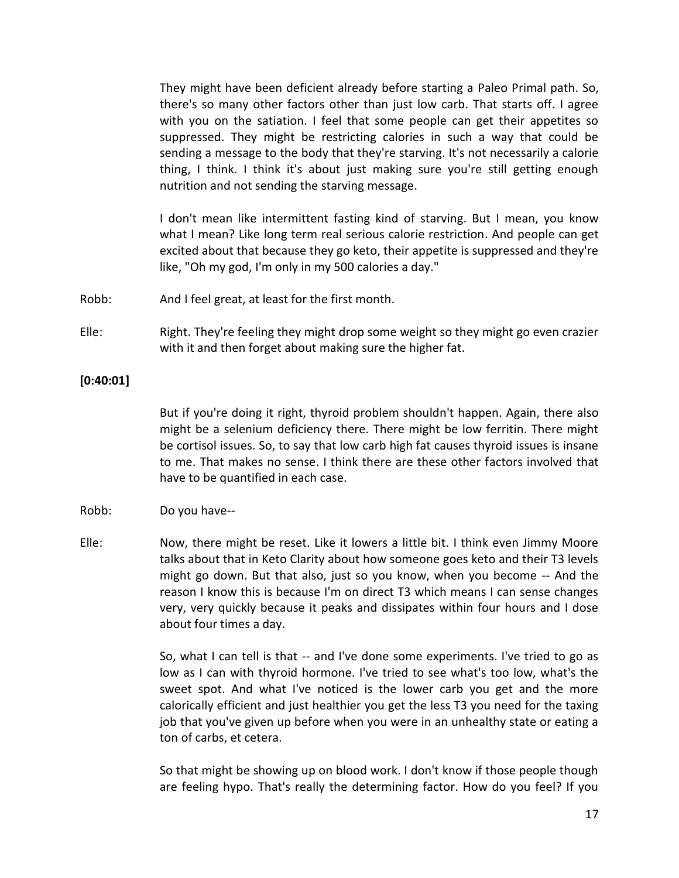They might have been deficient already before starting a Paleo Primal path. So, there's so many other factors other than just low carb. That starts off. I agree with you on the satiation. I feel that some people can get their appetites so suppressed. They might be restricting calories in such a way that could be sending a message to the body that they're starving. It's not necessarily a calorie thing, I think. I think it's about just making sure you're still getting enough nutrition and not sending the starving message.

I don't mean like intermittent fasting kind of starving. But I mean, you know what I mean? Like long term real serious calorie restriction. And people can get excited about that because they go keto, their appetite is suppressed and they're like, "Oh my god, I'm only in my 500 calories a day."

Robb: And I feel great, at least for the first month.

Elle: Right. They're feeling they might drop some weight so they might go even crazier with it and then forget about making sure the higher fat.

**[0:40:01]**

But if you're doing it right, thyroid problem shouldn't happen. Again, there also might be a selenium deficiency there. There might be low ferritin. There might be cortisol issues. So, to say that low carb high fat causes thyroid issues is insane to me. That makes no sense. I think there are these other factors involved that have to be quantified in each case.

Robb: Do you have--

Elle: Now, there might be reset. Like it lowers a little bit. I think even Jimmy Moore talks about that in Keto Clarity about how someone goes keto and their T3 levels might go down. But that also, just so you know, when you become -- And the reason I know this is because I'm on direct T3 which means I can sense changes very, very quickly because it peaks and dissipates within four hours and I dose about four times a day.

So, what I can tell is that -- and I've done some experiments. I've tried to go as low as I can with thyroid hormone. I've tried to see what's too low, what's the sweet spot. And what I've noticed is the lower carb you get and the more calorically efficient and just healthier you get the less T3 you need for the taxing job that you've given up before when you were in an unhealthy state or eating a ton of carbs, et cetera.

So that might be showing up on blood work. I don't know if those people though are feeling hypo. That's really the determining factor. How do you feel? If you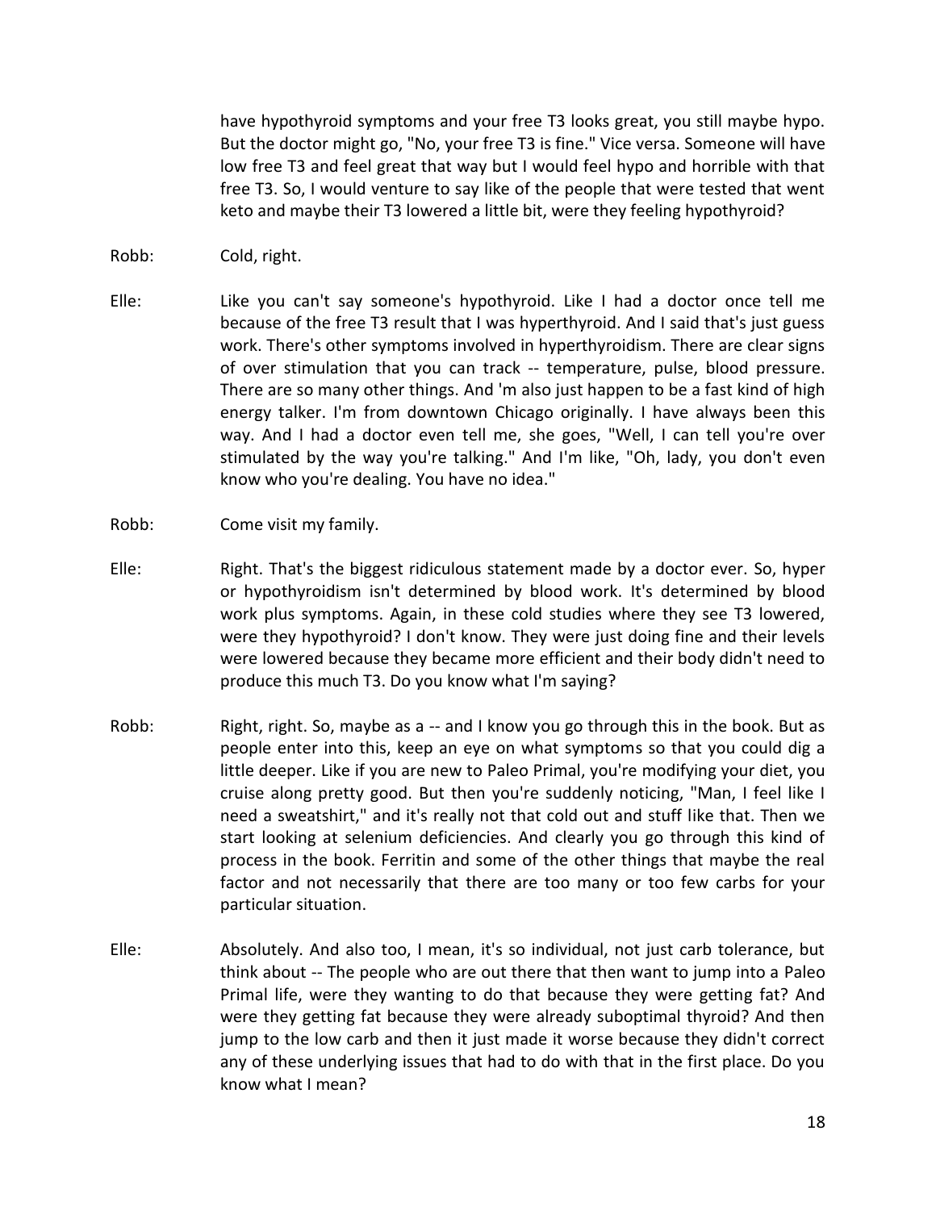have hypothyroid symptoms and your free T3 looks great, you still maybe hypo. But the doctor might go, "No, your free T3 is fine." Vice versa. Someone will have low free T3 and feel great that way but I would feel hypo and horrible with that free T3. So, I would venture to say like of the people that were tested that went keto and maybe their T3 lowered a little bit, were they feeling hypothyroid?

Robb: Cold, right.

Elle: Like you can't say someone's hypothyroid. Like I had a doctor once tell me because of the free T3 result that I was hyperthyroid. And I said that's just guess work. There's other symptoms involved in hyperthyroidism. There are clear signs of over stimulation that you can track -- temperature, pulse, blood pressure. There are so many other things. And 'm also just happen to be a fast kind of high energy talker. I'm from downtown Chicago originally. I have always been this way. And I had a doctor even tell me, she goes, "Well, I can tell you're over stimulated by the way you're talking." And I'm like, "Oh, lady, you don't even know who you're dealing. You have no idea."

Robb: Come visit my family.

Elle: Right. That's the biggest ridiculous statement made by a doctor ever. So, hyper or hypothyroidism isn't determined by blood work. It's determined by blood work plus symptoms. Again, in these cold studies where they see T3 lowered, were they hypothyroid? I don't know. They were just doing fine and their levels were lowered because they became more efficient and their body didn't need to produce this much T3. Do you know what I'm saying?

Robb: Right, right. So, maybe as a -- and I know you go through this in the book. But as people enter into this, keep an eye on what symptoms so that you could dig a little deeper. Like if you are new to Paleo Primal, you're modifying your diet, you cruise along pretty good. But then you're suddenly noticing, "Man, I feel like I need a sweatshirt," and it's really not that cold out and stuff like that. Then we start looking at selenium deficiencies. And clearly you go through this kind of process in the book. Ferritin and some of the other things that maybe the real factor and not necessarily that there are too many or too few carbs for your particular situation.

Elle: Absolutely. And also too, I mean, it's so individual, not just carb tolerance, but think about -- The people who are out there that then want to jump into a Paleo Primal life, were they wanting to do that because they were getting fat? And were they getting fat because they were already suboptimal thyroid? And then jump to the low carb and then it just made it worse because they didn't correct any of these underlying issues that had to do with that in the first place. Do you know what I mean?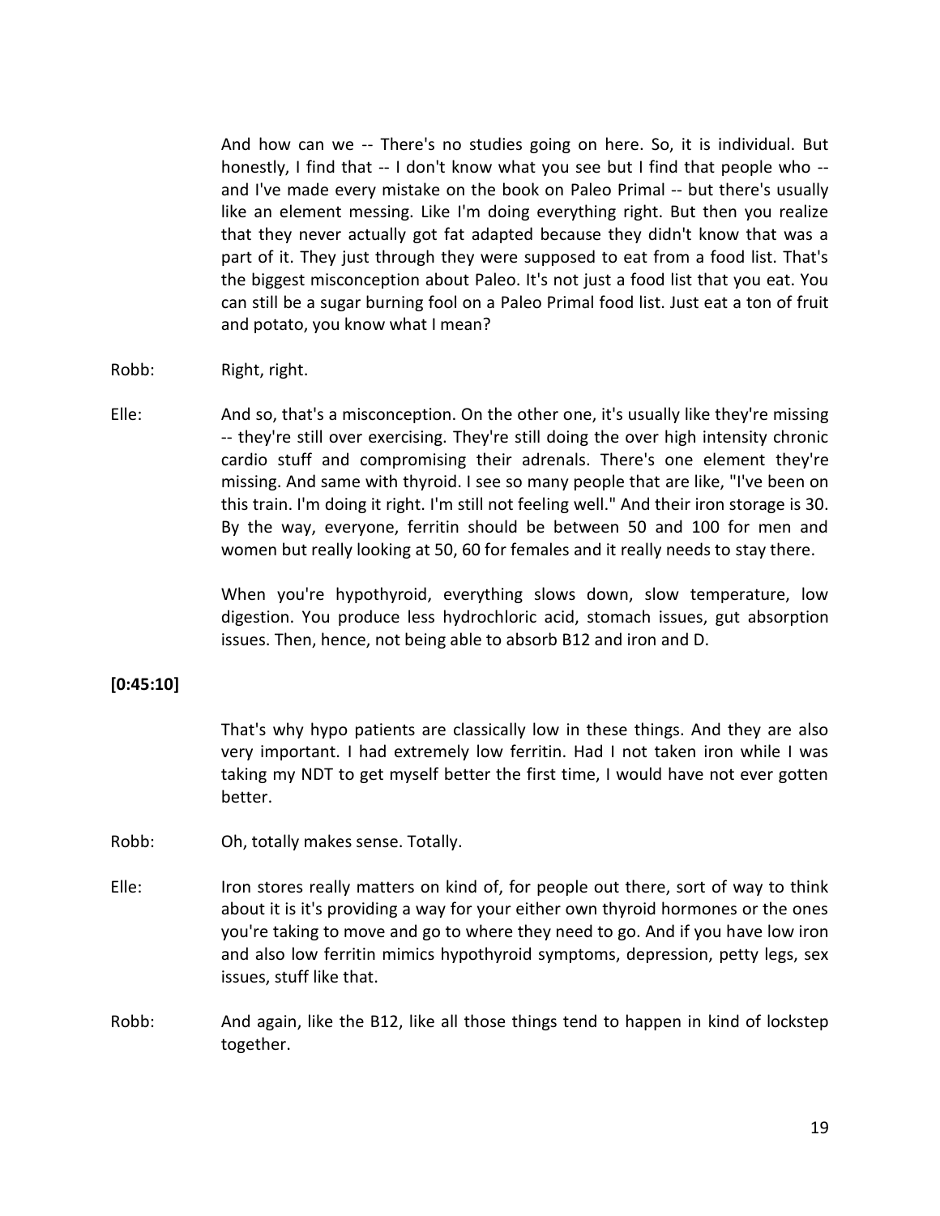And how can we -- There's no studies going on here. So, it is individual. But honestly, I find that -- I don't know what you see but I find that people who -- and I've made every mistake on the book on Paleo Primal -- but there's usually like an element messing. Like I'm doing everything right. But then you realize that they never actually got fat adapted because they didn't know that was a part of it. They just through they were supposed to eat from a food list. That's the biggest misconception about Paleo. It's not just a food list that you eat. You can still be a sugar burning fool on a Paleo Primal food list. Just eat a ton of fruit and potato, you know what I mean?

Robb: Right, right.

Elle: And so, that's a misconception. On the other one, it's usually like they're missing -- they're still over exercising. They're still doing the over high intensity chronic cardio stuff and compromising their adrenals. There's one element they're missing. And same with thyroid. I see so many people that are like, "I've been on this train. I'm doing it right. I'm still not feeling well." And their iron storage is 30. By the way, everyone, ferritin should be between 50 and 100 for men and women but really looking at 50, 60 for females and it really needs to stay there.

When you're hypothyroid, everything slows down, slow temperature, low digestion. You produce less hydrochloric acid, stomach issues, gut absorption issues. Then, hence, not being able to absorb B12 and iron and D.

**[0:45:10]**

That's why hypo patients are classically low in these things. And they are also very important. I had extremely low ferritin. Had I not taken iron while I was taking my NDT to get myself better the first time, I would have not ever gotten better.

Robb: Oh, totally makes sense. Totally.

Elle: Iron stores really matters on kind of, for people out there, sort of way to think about it is it's providing a way for your either own thyroid hormones or the ones you're taking to move and go to where they need to go. And if you have low iron and also low ferritin mimics hypothyroid symptoms, depression, petty legs, sex issues, stuff like that.

Robb: And again, like the B12, like all those things tend to happen in kind of lockstep together.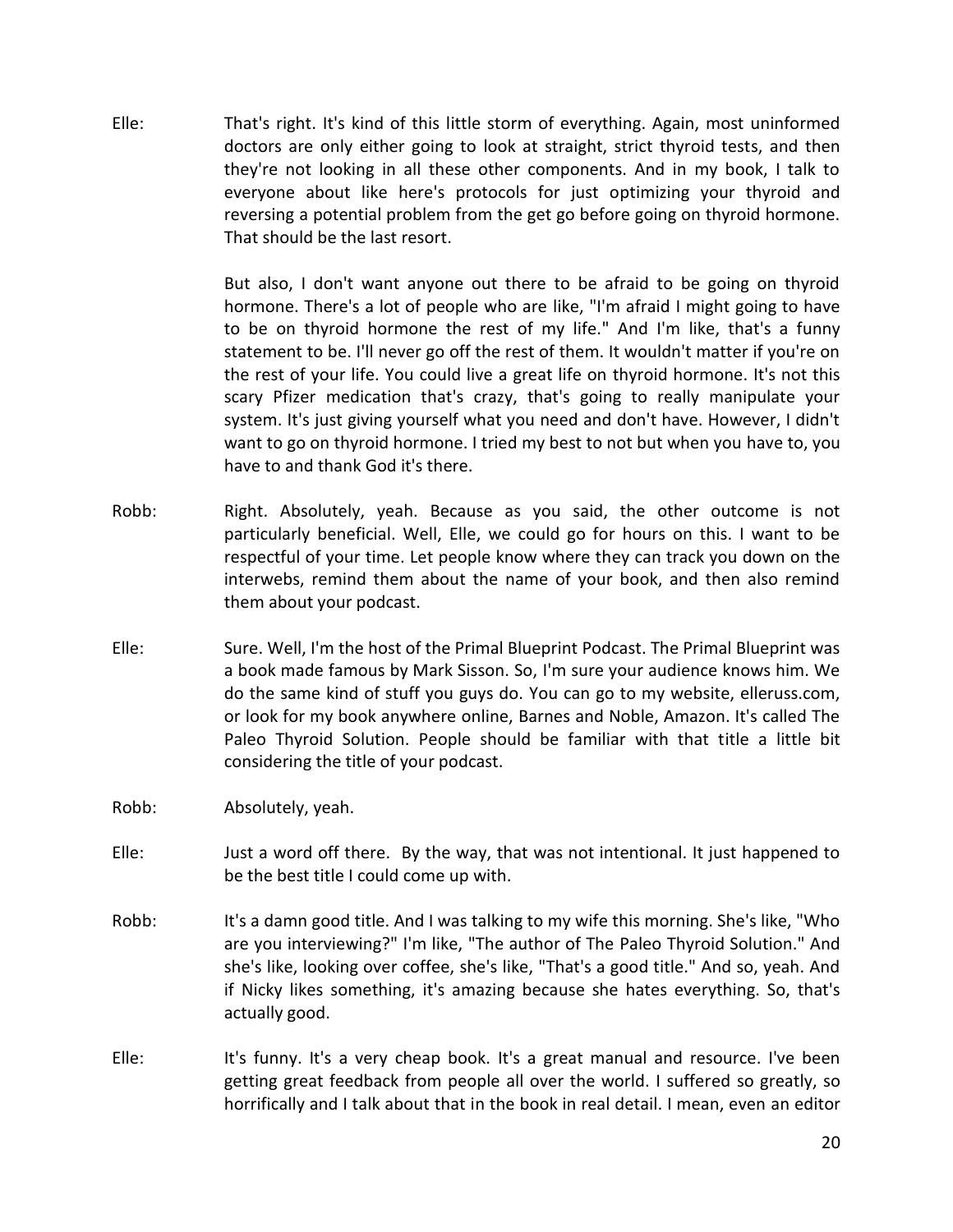Elle: That's right. It's kind of this little storm of everything. Again, most uninformed doctors are only either going to look at straight, strict thyroid tests, and then they're not looking in all these other components. And in my book, I talk to everyone about like here's protocols for just optimizing your thyroid and reversing a potential problem from the get go before going on thyroid hormone. That should be the last resort.

But also, I don't want anyone out there to be afraid to be going on thyroid hormone. There's a lot of people who are like, "I'm afraid I might going to have to be on thyroid hormone the rest of my life." And I'm like, that's a funny statement to be. I'll never go off the rest of them. It wouldn't matter if you're on the rest of your life. You could live a great life on thyroid hormone. It's not this scary Pfizer medication that's crazy, that's going to really manipulate your system. It's just giving yourself what you need and don't have. However, I didn't want to go on thyroid hormone. I tried my best to not but when you have to, you have to and thank God it's there.

Robb: Right. Absolutely, yeah. Because as you said, the other outcome is not particularly beneficial. Well, Elle, we could go for hours on this. I want to be respectful of your time. Let people know where they can track you down on the interwebs, remind them about the name of your book, and then also remind them about your podcast.

Elle: Sure. Well, I'm the host of the Primal Blueprint Podcast. The Primal Blueprint was a book made famous by Mark Sisson. So, I'm sure your audience knows him. We do the same kind of stuff you guys do. You can go to my website, elleruss.com, or look for my book anywhere online, Barnes and Noble, Amazon. It's called The Paleo Thyroid Solution. People should be familiar with that title a little bit considering the title of your podcast.

Robb: Absolutely, yeah.

Elle: Just a word off there. By the way, that was not intentional. It just happened to be the best title I could come up with.

Robb: It's a damn good title. And I was talking to my wife this morning. She's like, "Who are you interviewing?" I'm like, "The author of The Paleo Thyroid Solution." And she's like, looking over coffee, she's like, "That's a good title." And so, yeah. And if Nicky likes something, it's amazing because she hates everything. So, that's actually good.

Elle: It's funny. It's a very cheap book. It's a great manual and resource. I've been getting great feedback from people all over the world. I suffered so greatly, so horrifically and I talk about that in the book in real detail. I mean, even an editor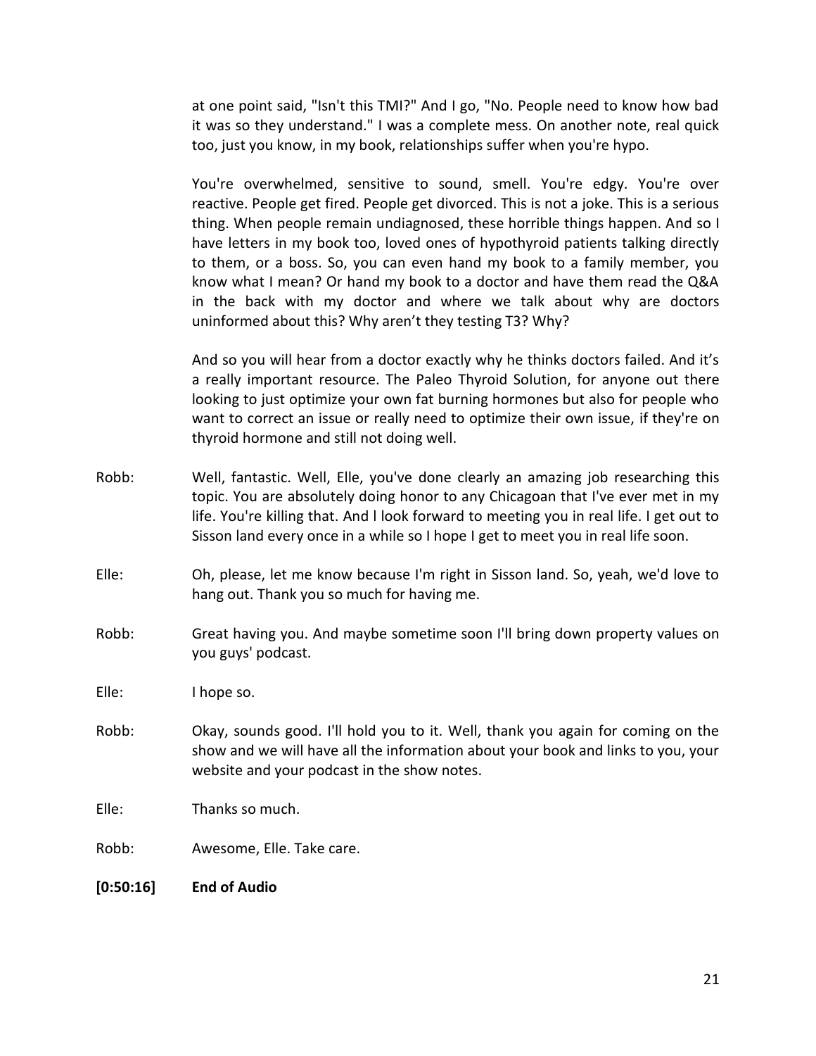at one point said, "Isn't this TMI?" And I go, "No. People need to know how bad it was so they understand." I was a complete mess. On another note, real quick too, just you know, in my book, relationships suffer when you're hypo.

You're overwhelmed, sensitive to sound, smell. You're edgy. You're over reactive. People get fired. People get divorced. This is not a joke. This is a serious thing. When people remain undiagnosed, these horrible things happen. And so I have letters in my book too, loved ones of hypothyroid patients talking directly to them, or a boss. So, you can even hand my book to a family member, you know what I mean? Or hand my book to a doctor and have them read the Q&A in the back with my doctor and where we talk about why are doctors uninformed about this? Why aren't they testing T3? Why?

And so you will hear from a doctor exactly why he thinks doctors failed. And it's a really important resource. The Paleo Thyroid Solution, for anyone out there looking to just optimize your own fat burning hormones but also for people who want to correct an issue or really need to optimize their own issue, if they're on thyroid hormone and still not doing well.

Robb: Well, fantastic. Well, Elle, you've done clearly an amazing job researching this topic. You are absolutely doing honor to any Chicagoan that I've ever met in my life. You're killing that. And I look forward to meeting you in real life. I get out to Sisson land every once in a while so I hope I get to meet you in real life soon.

Elle: Oh, please, let me know because I'm right in Sisson land. So, yeah, we'd love to hang out. Thank you so much for having me.

Robb: Great having you. And maybe sometime soon I'll bring down property values on you guys' podcast.

Elle: I hope so.

Robb: Okay, sounds good. I'll hold you to it. Well, thank you again for coming on the show and we will have all the information about your book and links to you, your website and your podcast in the show notes.

Elle: Thanks so much.

Robb: Awesome, Elle. Take care.

**[0:50:16] End of Audio**